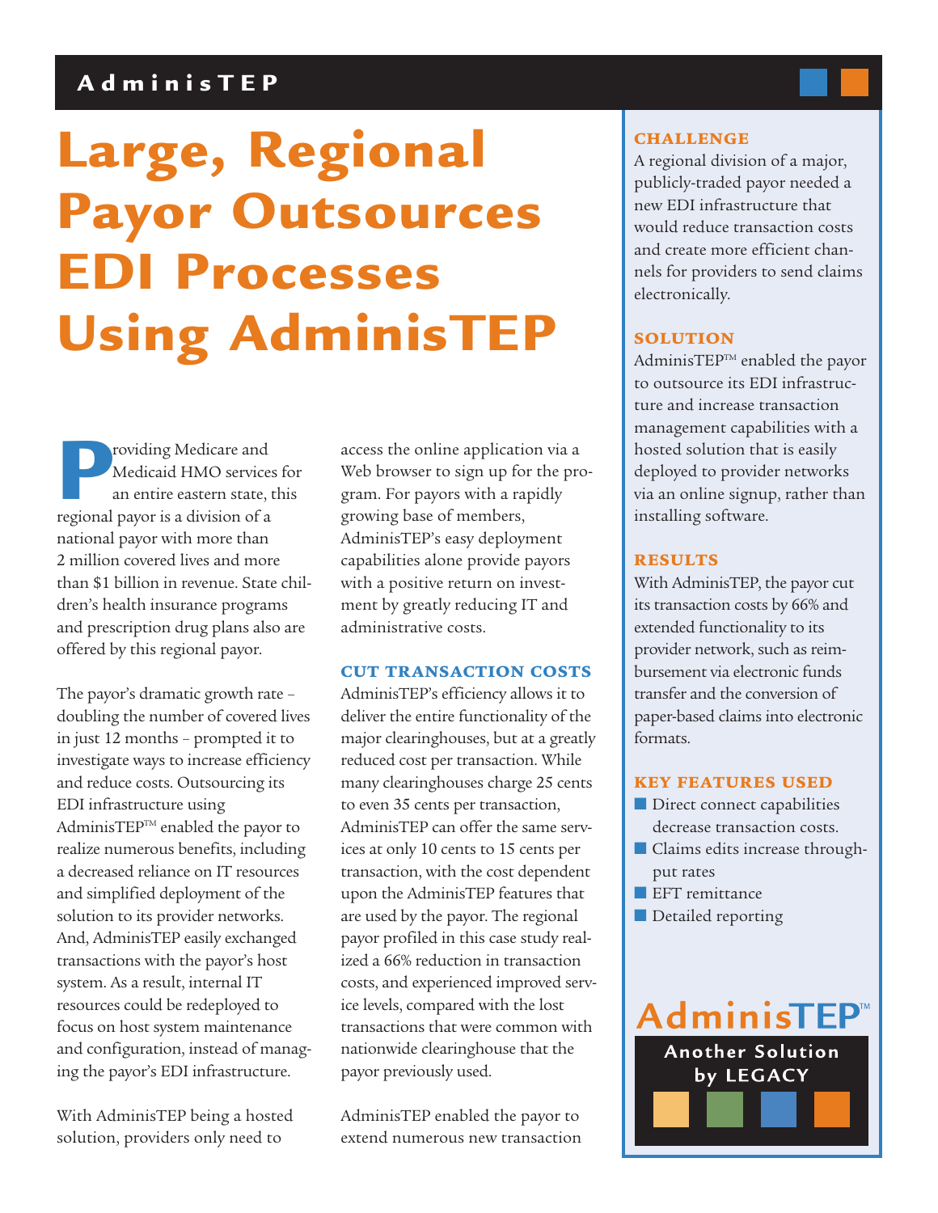AdminisTEP

# Large, Regional Payor Outsources EDI Processes Using AdminisTEP

Providing Medicare and Medicaid HMO services for an entire eastern state, this regional payor is a division of a national payor with more than 2 million covered lives and more than $1 billion in revenue. State children's health insurance programs and prescription drug plans also are offered by this regional payor.

The payor's dramatic growth rate – doubling the number of covered lives in just 12 months – prompted it to investigate ways to increase efficiency and reduce costs. Outsourcing its EDI infrastructure using AdminisTEP™ enabled the payor to realize numerous benefits, including a decreased reliance on IT resources and simplified deployment of the solution to its provider networks. And, AdminisTEP easily exchanged transactions with the payor's host system. As a result, internal IT resources could be redeployed to focus on host system maintenance and configuration, instead of managing the payor's EDI infrastructure.

With AdminisTEP being a hosted solution, providers only need to access the online application via a Web browser to sign up for the program. For payors with a rapidly growing base of members, AdminisTEP's easy deployment capabilities alone provide payors with a positive return on investment by greatly reducing IT and administrative costs.

## CUT TRANSACTION COSTS

AdminisTEP's efficiency allows it to deliver the entire functionality of the major clearinghouses, but at a greatly reduced cost per transaction. While many clearinghouses charge 25 cents to even 35 cents per transaction, AdminisTEP can offer the same services at only 10 cents to 15 cents per transaction, with the cost dependent upon the AdminisTEP features that are used by the payor. The regional payor profiled in this case study realized a 66% reduction in transaction costs, and experienced improved service levels, compared with the lost transactions that were common with nationwide clearinghouse that the payor previously used.

AdminisTEP enabled the payor to extend numerous new transaction

### CHALLENGE

A regional division of a major, publicly-traded payor needed a new EDI infrastructure that would reduce transaction costs and create more efficient channels for providers to send claims electronically.

### SOLUTION

AdminisTEP™ enabled the payor to outsource its EDI infrastructure and increase transaction management capabilities with a hosted solution that is easily deployed to provider networks via an online signup, rather than installing software.

### RESULTS

With AdminisTEP, the payor cut its transaction costs by 66% and extended functionality to its provider network, such as reimbursement via electronic funds transfer and the conversion of paper-based claims into electronic formats.

### KEY FEATURES USED

- Direct connect capabilities decrease transaction costs.
- Claims edits increase throughput rates
- EFT remittance
- Detailed reporting

AdminisTEP™

Another Solution by LEGACY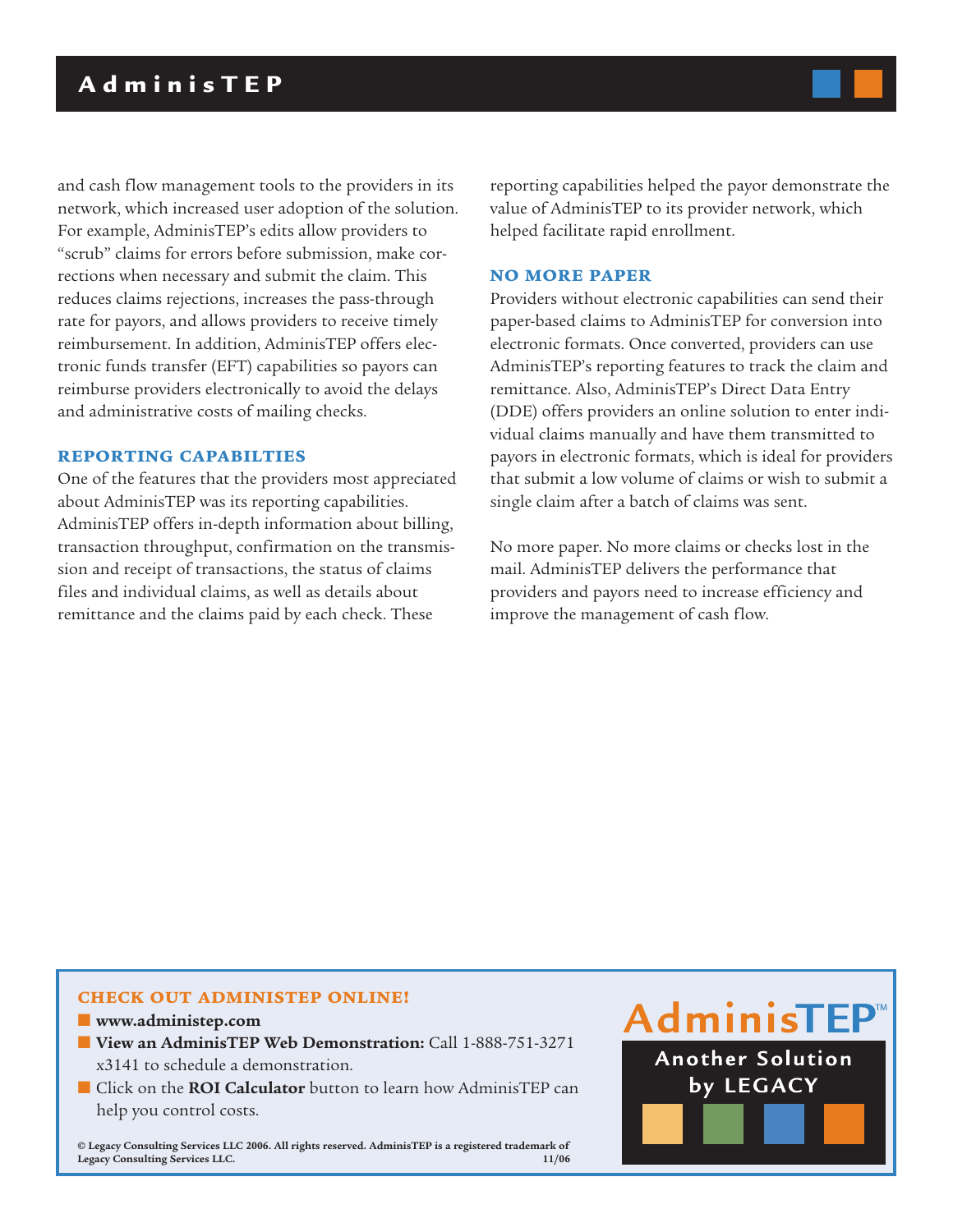and cash flow management tools to the providers in its network, which increased user adoption of the solution. For example, AdminisTEP's edits allow providers to "scrub" claims for errors before submission, make corrections when necessary and submit the claim. This reduces claims rejections, increases the pass-through rate for payors, and allows providers to receive timely reimbursement. In addition, AdminisTEP offers electronic funds transfer (EFT) capabilities so payors can reimburse providers electronically to avoid the delays and administrative costs of mailing checks.

## REPORTING CAPABILTIES

One of the features that the providers most appreciated about AdminisTEP was its reporting capabilities. AdminisTEP offers in-depth information about billing, transaction throughput, confirmation on the transmission and receipt of transactions, the status of claims files and individual claims, as well as details about remittance and the claims paid by each check. These reporting capabilities helped the payor demonstrate the value of AdminisTEP to its provider network, which helped facilitate rapid enrollment.

## NO MORE PAPER

Providers without electronic capabilities can send their paper-based claims to AdminisTEP for conversion into electronic formats. Once converted, providers can use AdminisTEP's reporting features to track the claim and remittance. Also, AdminisTEP's Direct Data Entry (DDE) offers providers an online solution to enter individual claims manually and have them transmitted to payors in electronic formats, which is ideal for providers that submit a low volume of claims or wish to submit a single claim after a batch of claims was sent.

No more paper. No more claims or checks lost in the mail. AdminisTEP delivers the performance that providers and payors need to increase efficiency and improve the management of cash flow.

## CHECK OUT ADMINISTEP ONLINE!

- **www.administep.com**
- **View an AdminisTEP Web Demonstration:** Call 1-888-751-3271 x3141 to schedule a demonstration.
- Click on the **ROI Calculator** button to learn how AdminisTEP can help you control costs.

**© Legacy Consulting Services LLC 2006. All rights reserved. AdminisTEP is a registered trademark of Legacy Consulting Services LLC. 11/06**

AdminisTEP™

Another Solution by LEGACY